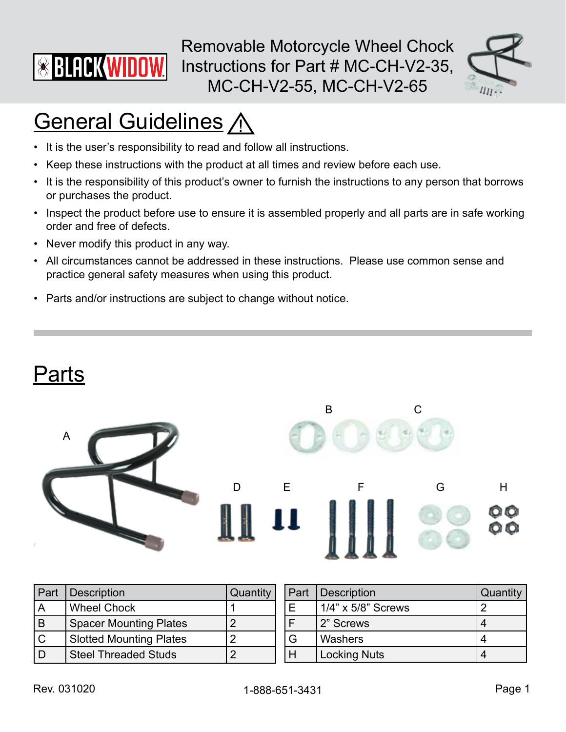# Removable Motorcycle Wheel Chock Instructions for Part # MC-CH-V2-35, MC-CH-V2-55, MC-CH-V2-65

## General Guidelines ⚠

- It is the user's responsibility to read and follow all instructions.
- Keep these instructions with the product at all times and review before each use.
- It is the responsibility of this product's owner to furnish the instructions to any person that borrows or purchases the product.
- Inspect the product before use to ensure it is assembled properly and all parts are in safe working order and free of defects.
- Never modify this product in any way.
- All circumstances cannot be addressed in these instructions. Please use common sense and practice general safety measures when using this product.
- Parts and/or instructions are subject to change without notice.

## Parts

A B C D E F G H

| Part | Description | Quantity |
| --- | --- | --- |
| A | Wheel Chock | 1 |
| B | Spacer Mounting Plates | 2 |
| C | Slotted Mounting Plates | 2 |
| D | Steel Threaded Studs | 2 |

| Part | Description | Quantity |
| --- | --- | --- |
| E | 1/4" x 5/8" Screws | 2 |
| F | 2" Screws | 4 |
| G | Washers | 4 |
| H | Locking Nuts | 4 |

Rev. 031020

1-888-651-3431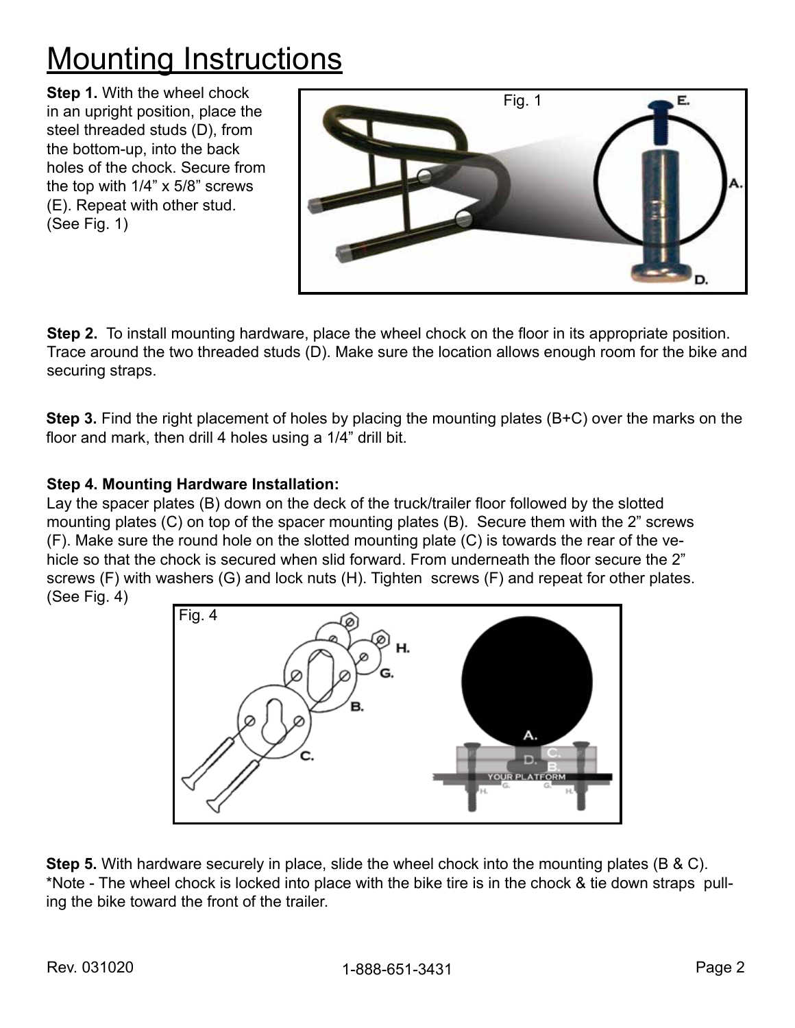# Mounting Instructions

**Step 1.** With the wheel chock in an upright position, place the steel threaded studs (D), from the bottom-up, into the back holes of the chock. Secure from the top with 1/4" x 5/8" screws (E). Repeat with other stud. (See Fig. 1)

Fig. 1

**Step 2.** To install mounting hardware, place the wheel chock on the floor in its appropriate position. Trace around the two threaded studs (D). Make sure the location allows enough room for the bike and securing straps.

**Step 3.** Find the right placement of holes by placing the mounting plates (B+C) over the marks on the floor and mark, then drill 4 holes using a 1/4" drill bit.

**Step 4. Mounting Hardware Installation:**
Lay the spacer plates (B) down on the deck of the truck/trailer floor followed by the slotted mounting plates (C) on top of the spacer mounting plates (B). Secure them with the 2" screws (F). Make sure the round hole on the slotted mounting plate (C) is towards the rear of the vehicle so that the chock is secured when slid forward. From underneath the floor secure the 2" screws (F) with washers (G) and lock nuts (H). Tighten screws (F) and repeat for other plates. (See Fig. 4)

Fig. 4

**Step 5.** With hardware securely in place, slide the wheel chock into the mounting plates (B & C). *Note - The wheel chock is locked into place with the bike tire is in the chock & tie down straps pulling the bike toward the front of the trailer.

Rev. 031020

1-888-651-3431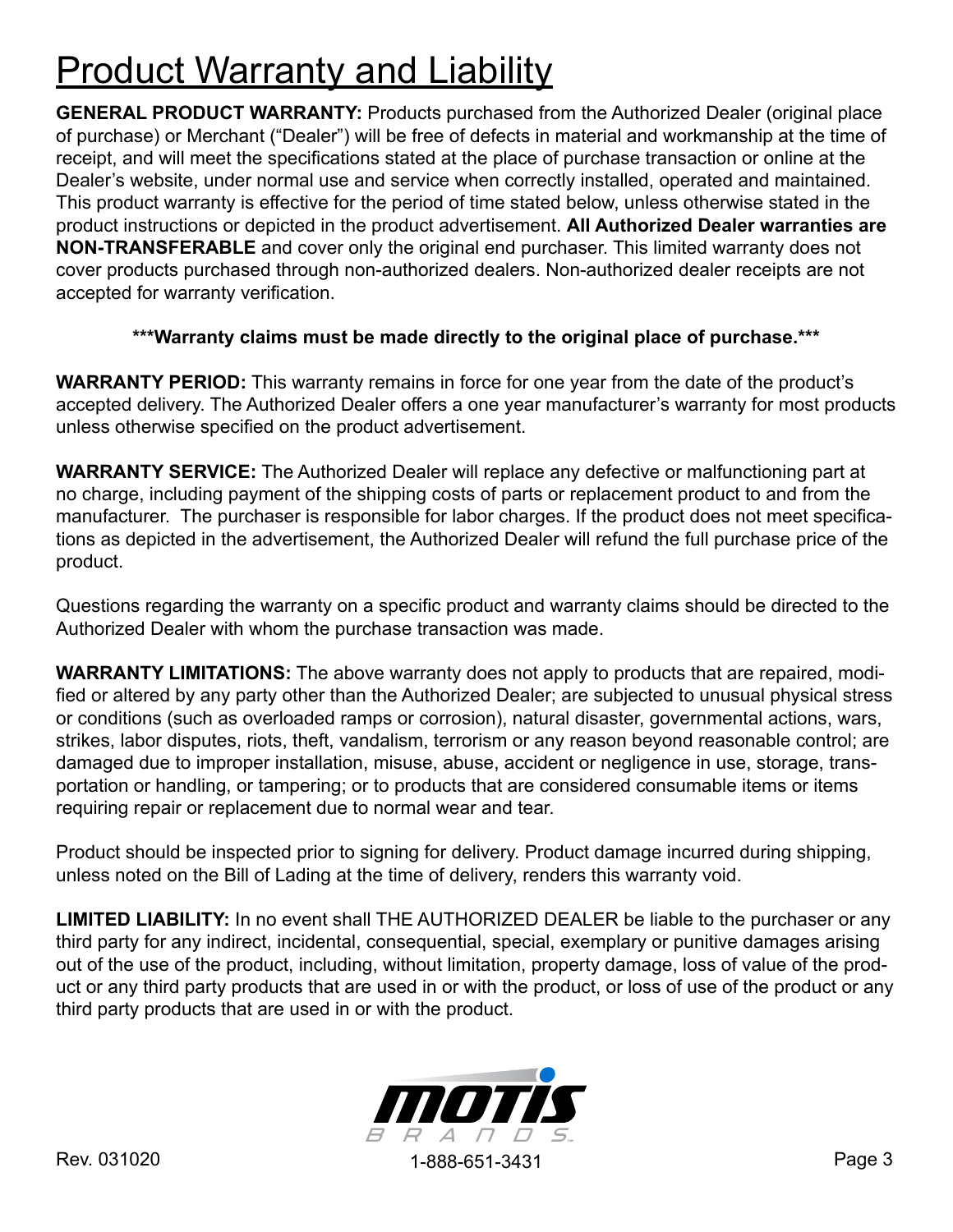# Product Warranty and Liability

**GENERAL PRODUCT WARRANTY:** Products purchased from the Authorized Dealer (original place of purchase) or Merchant ("Dealer") will be free of defects in material and workmanship at the time of receipt, and will meet the specifications stated at the place of purchase transaction or online at the Dealer's website, under normal use and service when correctly installed, operated and maintained. This product warranty is effective for the period of time stated below, unless otherwise stated in the product instructions or depicted in the product advertisement. **All Authorized Dealer warranties are NON-TRANSFERABLE** and cover only the original end purchaser. This limited warranty does not cover products purchased through non-authorized dealers. Non-authorized dealer receipts are not accepted for warranty verification.

**\*\*\*Warranty claims must be made directly to the original place of purchase.\*\*\***

**WARRANTY PERIOD:** This warranty remains in force for one year from the date of the product's accepted delivery. The Authorized Dealer offers a one year manufacturer's warranty for most products unless otherwise specified on the product advertisement.

**WARRANTY SERVICE:** The Authorized Dealer will replace any defective or malfunctioning part at no charge, including payment of the shipping costs of parts or replacement product to and from the manufacturer. The purchaser is responsible for labor charges. If the product does not meet specifications as depicted in the advertisement, the Authorized Dealer will refund the full purchase price of the product.

Questions regarding the warranty on a specific product and warranty claims should be directed to the Authorized Dealer with whom the purchase transaction was made.

**WARRANTY LIMITATIONS:** The above warranty does not apply to products that are repaired, modified or altered by any party other than the Authorized Dealer; are subjected to unusual physical stress or conditions (such as overloaded ramps or corrosion), natural disaster, governmental actions, wars, strikes, labor disputes, riots, theft, vandalism, terrorism or any reason beyond reasonable control; are damaged due to improper installation, misuse, abuse, accident or negligence in use, storage, transportation or handling, or tampering; or to products that are considered consumable items or items requiring repair or replacement due to normal wear and tear.

Product should be inspected prior to signing for delivery. Product damage incurred during shipping, unless noted on the Bill of Lading at the time of delivery, renders this warranty void.

**LIMITED LIABILITY:** In no event shall THE AUTHORIZED DEALER be liable to the purchaser or any third party for any indirect, incidental, consequential, special, exemplary or punitive damages arising out of the use of the product, including, without limitation, property damage, loss of value of the product or any third party products that are used in or with the product, or loss of use of the product or any third party products that are used in or with the product.

MOTIS BRANDS

Rev. 031020

1-888-651-3431